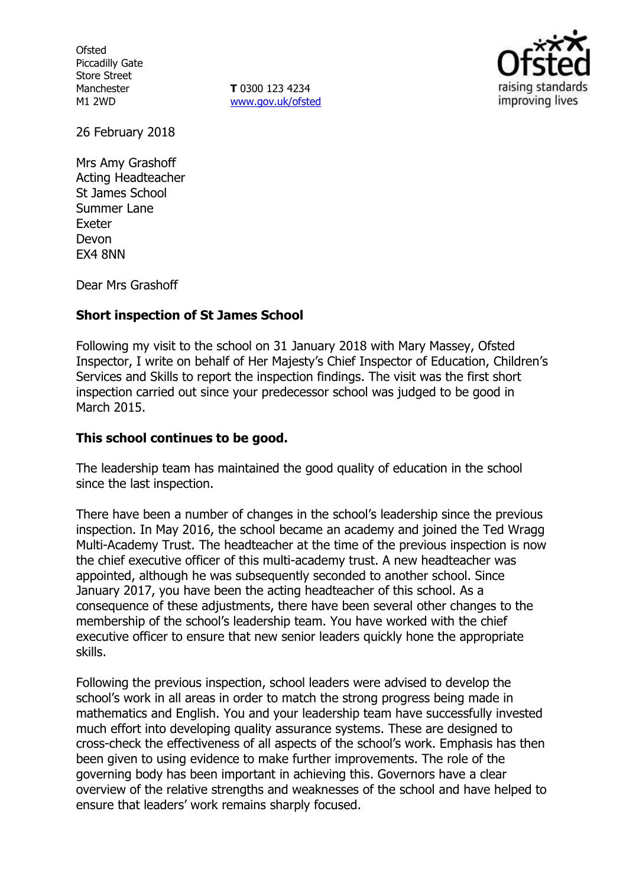Ofsted
Piccadilly Gate
Store Street
Manchester
M1 2WD

**T** 0300 123 4234
www.gov.uk/ofsted

26 February 2018

Mrs Amy Grashoff
Acting Headteacher
St James School
Summer Lane
Exeter
Devon
EX4 8NN

Dear Mrs Grashoff

**Short inspection of St James School**

Following my visit to the school on 31 January 2018 with Mary Massey, Ofsted Inspector, I write on behalf of Her Majesty's Chief Inspector of Education, Children's Services and Skills to report the inspection findings. The visit was the first short inspection carried out since your predecessor school was judged to be good in March 2015.

**This school continues to be good.**

The leadership team has maintained the good quality of education in the school since the last inspection.

There have been a number of changes in the school's leadership since the previous inspection. In May 2016, the school became an academy and joined the Ted Wragg Multi-Academy Trust. The headteacher at the time of the previous inspection is now the chief executive officer of this multi-academy trust. A new headteacher was appointed, although he was subsequently seconded to another school. Since January 2017, you have been the acting headteacher of this school. As a consequence of these adjustments, there have been several other changes to the membership of the school's leadership team. You have worked with the chief executive officer to ensure that new senior leaders quickly hone the appropriate skills.

Following the previous inspection, school leaders were advised to develop the school's work in all areas in order to match the strong progress being made in mathematics and English. You and your leadership team have successfully invested much effort into developing quality assurance systems. These are designed to cross-check the effectiveness of all aspects of the school's work. Emphasis has then been given to using evidence to make further improvements. The role of the governing body has been important in achieving this. Governors have a clear overview of the relative strengths and weaknesses of the school and have helped to ensure that leaders' work remains sharply focused.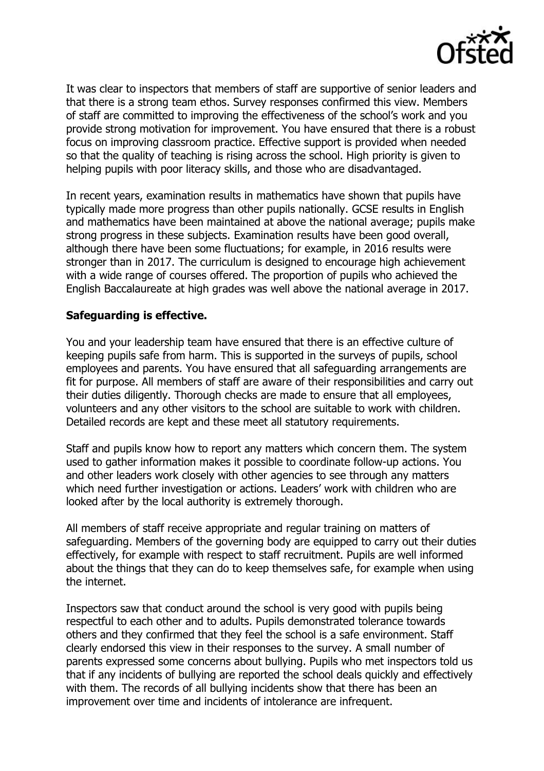It was clear to inspectors that members of staff are supportive of senior leaders and that there is a strong team ethos. Survey responses confirmed this view. Members of staff are committed to improving the effectiveness of the school's work and you provide strong motivation for improvement. You have ensured that there is a robust focus on improving classroom practice. Effective support is provided when needed so that the quality of teaching is rising across the school. High priority is given to helping pupils with poor literacy skills, and those who are disadvantaged.

In recent years, examination results in mathematics have shown that pupils have typically made more progress than other pupils nationally. GCSE results in English and mathematics have been maintained at above the national average; pupils make strong progress in these subjects. Examination results have been good overall, although there have been some fluctuations; for example, in 2016 results were stronger than in 2017. The curriculum is designed to encourage high achievement with a wide range of courses offered. The proportion of pupils who achieved the English Baccalaureate at high grades was well above the national average in 2017.

**Safeguarding is effective.**

You and your leadership team have ensured that there is an effective culture of keeping pupils safe from harm. This is supported in the surveys of pupils, school employees and parents. You have ensured that all safeguarding arrangements are fit for purpose. All members of staff are aware of their responsibilities and carry out their duties diligently. Thorough checks are made to ensure that all employees, volunteers and any other visitors to the school are suitable to work with children. Detailed records are kept and these meet all statutory requirements.

Staff and pupils know how to report any matters which concern them. The system used to gather information makes it possible to coordinate follow-up actions. You and other leaders work closely with other agencies to see through any matters which need further investigation or actions. Leaders' work with children who are looked after by the local authority is extremely thorough.

All members of staff receive appropriate and regular training on matters of safeguarding. Members of the governing body are equipped to carry out their duties effectively, for example with respect to staff recruitment. Pupils are well informed about the things that they can do to keep themselves safe, for example when using the internet.

Inspectors saw that conduct around the school is very good with pupils being respectful to each other and to adults. Pupils demonstrated tolerance towards others and they confirmed that they feel the school is a safe environment. Staff clearly endorsed this view in their responses to the survey. A small number of parents expressed some concerns about bullying. Pupils who met inspectors told us that if any incidents of bullying are reported the school deals quickly and effectively with them. The records of all bullying incidents show that there has been an improvement over time and incidents of intolerance are infrequent.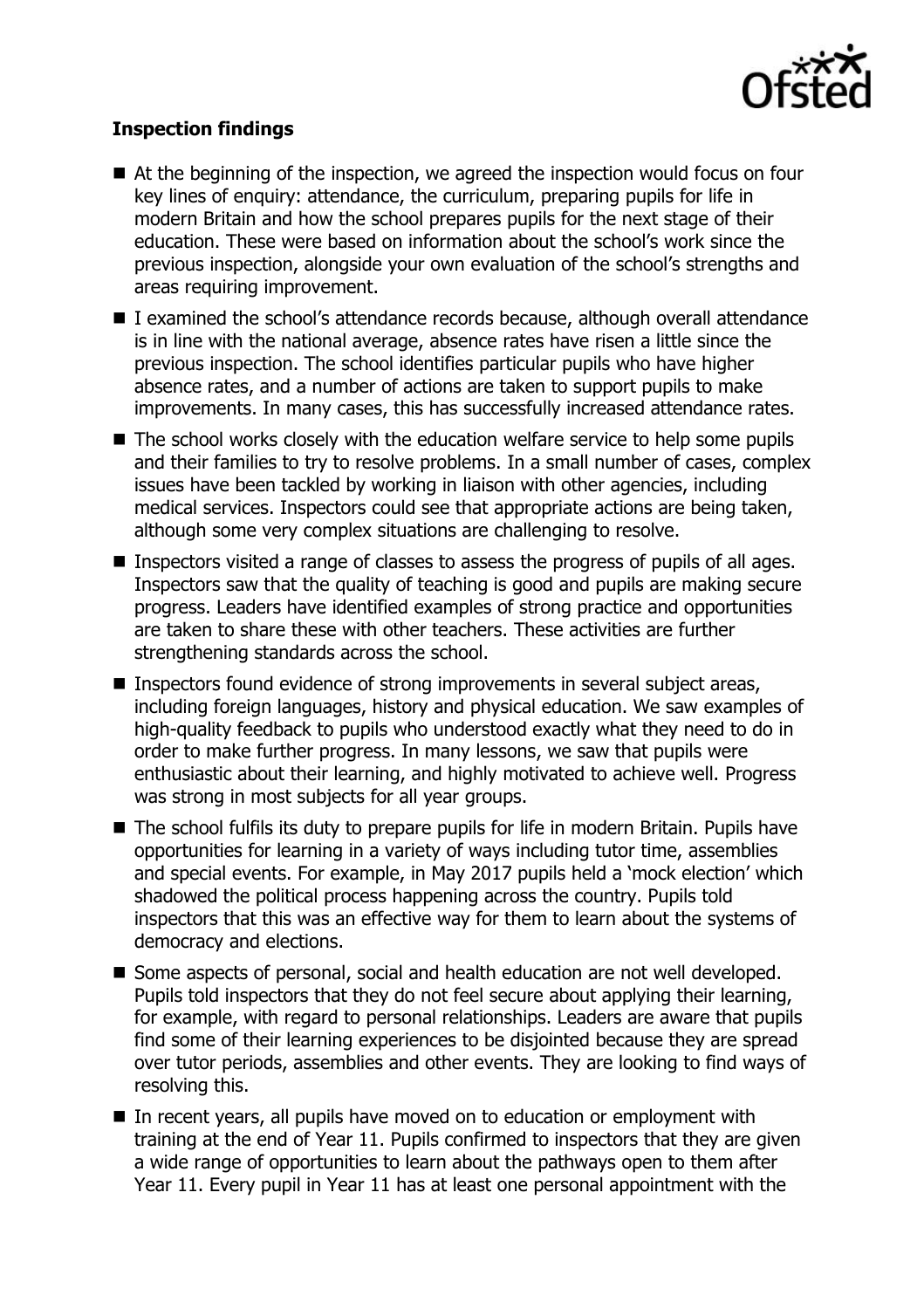### **Inspection findings**

- At the beginning of the inspection, we agreed the inspection would focus on four key lines of enquiry: attendance, the curriculum, preparing pupils for life in modern Britain and how the school prepares pupils for the next stage of their education. These were based on information about the school's work since the previous inspection, alongside your own evaluation of the school's strengths and areas requiring improvement.
- I examined the school's attendance records because, although overall attendance is in line with the national average, absence rates have risen a little since the previous inspection. The school identifies particular pupils who have higher absence rates, and a number of actions are taken to support pupils to make improvements. In many cases, this has successfully increased attendance rates.
- The school works closely with the education welfare service to help some pupils and their families to try to resolve problems. In a small number of cases, complex issues have been tackled by working in liaison with other agencies, including medical services. Inspectors could see that appropriate actions are being taken, although some very complex situations are challenging to resolve.
- Inspectors visited a range of classes to assess the progress of pupils of all ages. Inspectors saw that the quality of teaching is good and pupils are making secure progress. Leaders have identified examples of strong practice and opportunities are taken to share these with other teachers. These activities are further strengthening standards across the school.
- Inspectors found evidence of strong improvements in several subject areas, including foreign languages, history and physical education. We saw examples of high-quality feedback to pupils who understood exactly what they need to do in order to make further progress. In many lessons, we saw that pupils were enthusiastic about their learning, and highly motivated to achieve well. Progress was strong in most subjects for all year groups.
- The school fulfils its duty to prepare pupils for life in modern Britain. Pupils have opportunities for learning in a variety of ways including tutor time, assemblies and special events. For example, in May 2017 pupils held a 'mock election' which shadowed the political process happening across the country. Pupils told inspectors that this was an effective way for them to learn about the systems of democracy and elections.
- Some aspects of personal, social and health education are not well developed. Pupils told inspectors that they do not feel secure about applying their learning, for example, with regard to personal relationships. Leaders are aware that pupils find some of their learning experiences to be disjointed because they are spread over tutor periods, assemblies and other events. They are looking to find ways of resolving this.
- In recent years, all pupils have moved on to education or employment with training at the end of Year 11. Pupils confirmed to inspectors that they are given a wide range of opportunities to learn about the pathways open to them after Year 11. Every pupil in Year 11 has at least one personal appointment with the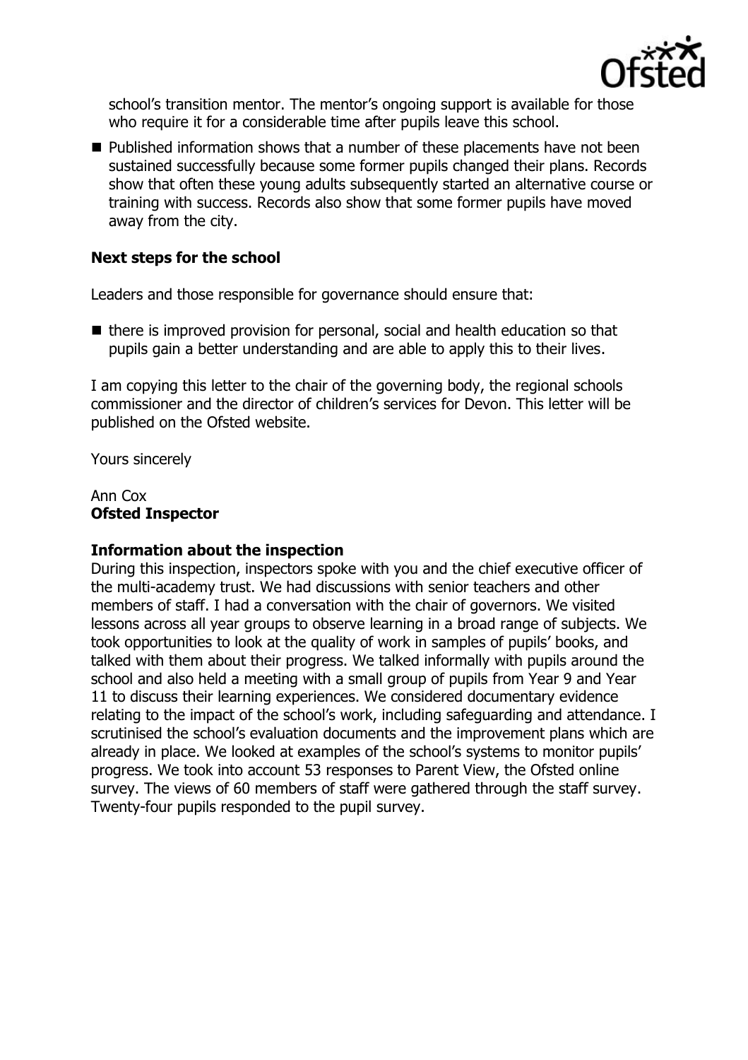school's transition mentor. The mentor's ongoing support is available for those who require it for a considerable time after pupils leave this school.

- Published information shows that a number of these placements have not been sustained successfully because some former pupils changed their plans. Records show that often these young adults subsequently started an alternative course or training with success. Records also show that some former pupils have moved away from the city.

**Next steps for the school**

Leaders and those responsible for governance should ensure that:

- there is improved provision for personal, social and health education so that pupils gain a better understanding and are able to apply this to their lives.

I am copying this letter to the chair of the governing body, the regional schools commissioner and the director of children's services for Devon. This letter will be published on the Ofsted website.

Yours sincerely

Ann Cox
**Ofsted Inspector**

**Information about the inspection**

During this inspection, inspectors spoke with you and the chief executive officer of the multi-academy trust. We had discussions with senior teachers and other members of staff. I had a conversation with the chair of governors. We visited lessons across all year groups to observe learning in a broad range of subjects. We took opportunities to look at the quality of work in samples of pupils' books, and talked with them about their progress. We talked informally with pupils around the school and also held a meeting with a small group of pupils from Year 9 and Year 11 to discuss their learning experiences. We considered documentary evidence relating to the impact of the school's work, including safeguarding and attendance. I scrutinised the school's evaluation documents and the improvement plans which are already in place. We looked at examples of the school's systems to monitor pupils' progress. We took into account 53 responses to Parent View, the Ofsted online survey. The views of 60 members of staff were gathered through the staff survey. Twenty-four pupils responded to the pupil survey.